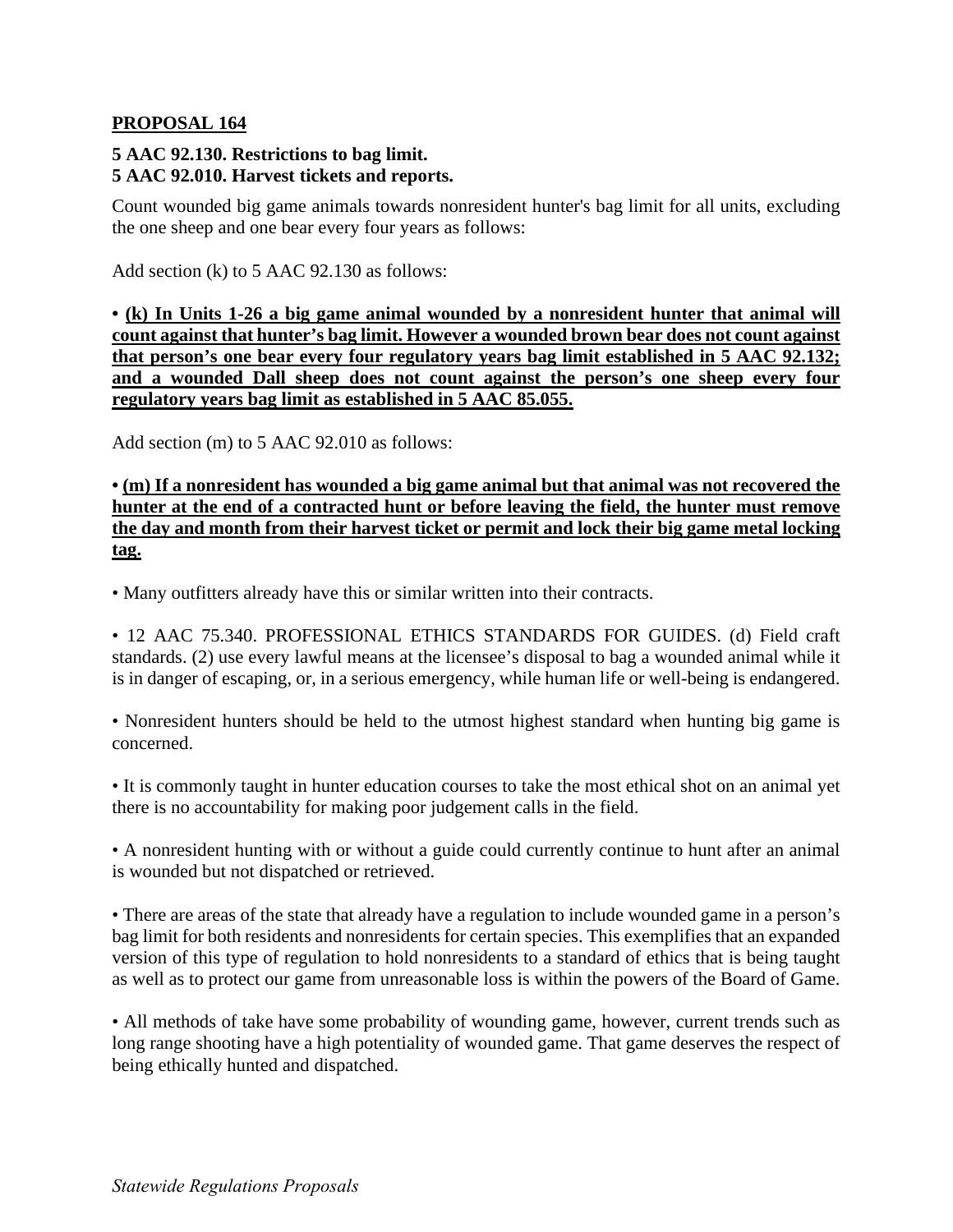**PROPOSAL 164**

**5 AAC 92.130. Restrictions to bag limit.**
**5 AAC 92.010. Harvest tickets and reports.**

Count wounded big game animals towards nonresident hunter's bag limit for all units, excluding the one sheep and one bear every four years as follows:

Add section (k) to 5 AAC 92.130 as follows:

• **(k) In Units 1-26 a big game animal wounded by a nonresident hunter that animal will count against that hunter's bag limit. However a wounded brown bear does not count against that person's one bear every four regulatory years bag limit established in 5 AAC 92.132; and a wounded Dall sheep does not count against the person's one sheep every four regulatory years bag limit as established in 5 AAC 85.055.**

Add section (m) to 5 AAC 92.010 as follows:

• **(m) If a nonresident has wounded a big game animal but that animal was not recovered the hunter at the end of a contracted hunt or before leaving the field, the hunter must remove the day and month from their harvest ticket or permit and lock their big game metal locking tag.**

• Many outfitters already have this or similar written into their contracts.

• 12 AAC 75.340. PROFESSIONAL ETHICS STANDARDS FOR GUIDES. (d) Field craft standards. (2) use every lawful means at the licensee's disposal to bag a wounded animal while it is in danger of escaping, or, in a serious emergency, while human life or well-being is endangered.

• Nonresident hunters should be held to the utmost highest standard when hunting big game is concerned.

• It is commonly taught in hunter education courses to take the most ethical shot on an animal yet there is no accountability for making poor judgement calls in the field.

• A nonresident hunting with or without a guide could currently continue to hunt after an animal is wounded but not dispatched or retrieved.

• There are areas of the state that already have a regulation to include wounded game in a person's bag limit for both residents and nonresidents for certain species. This exemplifies that an expanded version of this type of regulation to hold nonresidents to a standard of ethics that is being taught as well as to protect our game from unreasonable loss is within the powers of the Board of Game.

• All methods of take have some probability of wounding game, however, current trends such as long range shooting have a high potentiality of wounded game. That game deserves the respect of being ethically hunted and dispatched.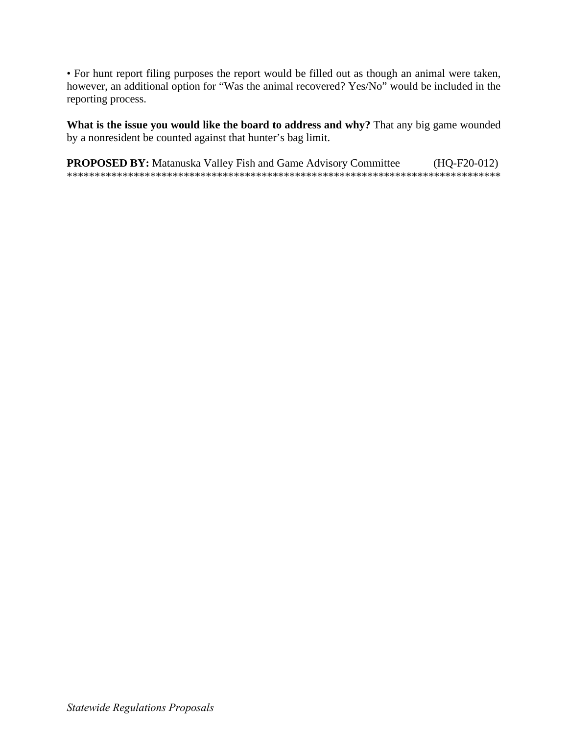• For hunt report filing purposes the report would be filled out as though an animal were taken, however, an additional option for "Was the animal recovered? Yes/No" would be included in the reporting process.

**What is the issue you would like the board to address and why?** That any big game wounded by a nonresident be counted against that hunter's bag limit.

**PROPOSED BY:** Matanuska Valley Fish and Game Advisory Committee (HQ-F20-012)

******************************************************************************